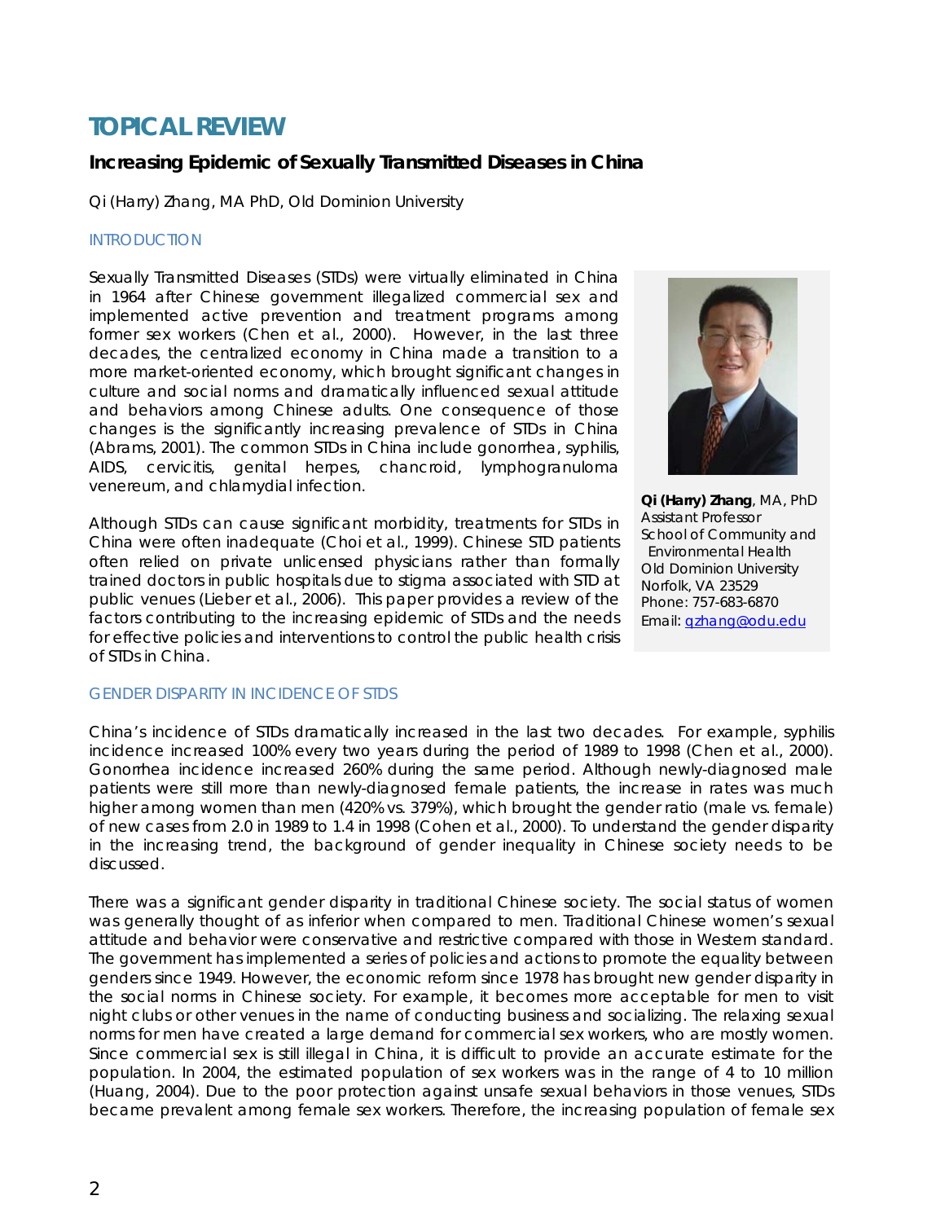# TOPICAL REVIEW

## Increasing Epidemic of Sexually Transmitted Diseases in China

Qi (Harry) Zhang, MA PhD, Old Dominion University

**Qi (Harry) Zhang**, MA, PhD
Assistant Professor
School of Community and Environmental Health
Old Dominion University
Norfolk, VA 23529
Phone: 757-683-6870
Email: qzhang@odu.edu

### INTRODUCTION

Sexually Transmitted Diseases (STDs) were virtually eliminated in China in 1964 after Chinese government illegalized commercial sex and implemented active prevention and treatment programs among former sex workers (Chen et al., 2000). However, in the last three decades, the centralized economy in China made a transition to a more market-oriented economy, which brought significant changes in culture and social norms and dramatically influenced sexual attitude and behaviors among Chinese adults. One consequence of those changes is the significantly increasing prevalence of STDs in China (Abrams, 2001). The common STDs in China include gonorrhea, syphilis, AIDS, cervicitis, genital herpes, chancroid, lymphogranuloma venereum, and chlamydial infection.

Although STDs can cause significant morbidity, treatments for STDs in China were often inadequate (Choi et al., 1999). Chinese STD patients often relied on private unlicensed physicians rather than formally trained doctors in public hospitals due to stigma associated with STD at public venues (Lieber et al., 2006). This paper provides a review of the factors contributing to the increasing epidemic of STDs and the needs for effective policies and interventions to control the public health crisis of STDs in China.

### GENDER DISPARITY IN INCIDENCE OF STDS

China's incidence of STDs dramatically increased in the last two decades. For example, syphilis incidence increased 100% every two years during the period of 1989 to 1998 (Chen et al., 2000). Gonorrhea incidence increased 260% during the same period. Although newly-diagnosed male patients were still more than newly-diagnosed female patients, the increase in rates was much higher among women than men (420% vs. 379%), which brought the gender ratio (male vs. female) of new cases from 2.0 in 1989 to 1.4 in 1998 (Cohen et al., 2000). To understand the gender disparity in the increasing trend, the background of gender inequality in Chinese society needs to be discussed.

There was a significant gender disparity in traditional Chinese society. The social status of women was generally thought of as inferior when compared to men. Traditional Chinese women's sexual attitude and behavior were conservative and restrictive compared with those in Western standard. The government has implemented a series of policies and actions to promote the equality between genders since 1949. However, the economic reform since 1978 has brought new gender disparity in the social norms in Chinese society. For example, it becomes more acceptable for men to visit night clubs or other venues in the name of conducting business and socializing. The relaxing sexual norms for men have created a large demand for commercial sex workers, who are mostly women. Since commercial sex is still illegal in China, it is difficult to provide an accurate estimate for the population. In 2004, the estimated population of sex workers was in the range of 4 to 10 million (Huang, 2004). Due to the poor protection against unsafe sexual behaviors in those venues, STDs became prevalent among female sex workers. Therefore, the increasing population of female sex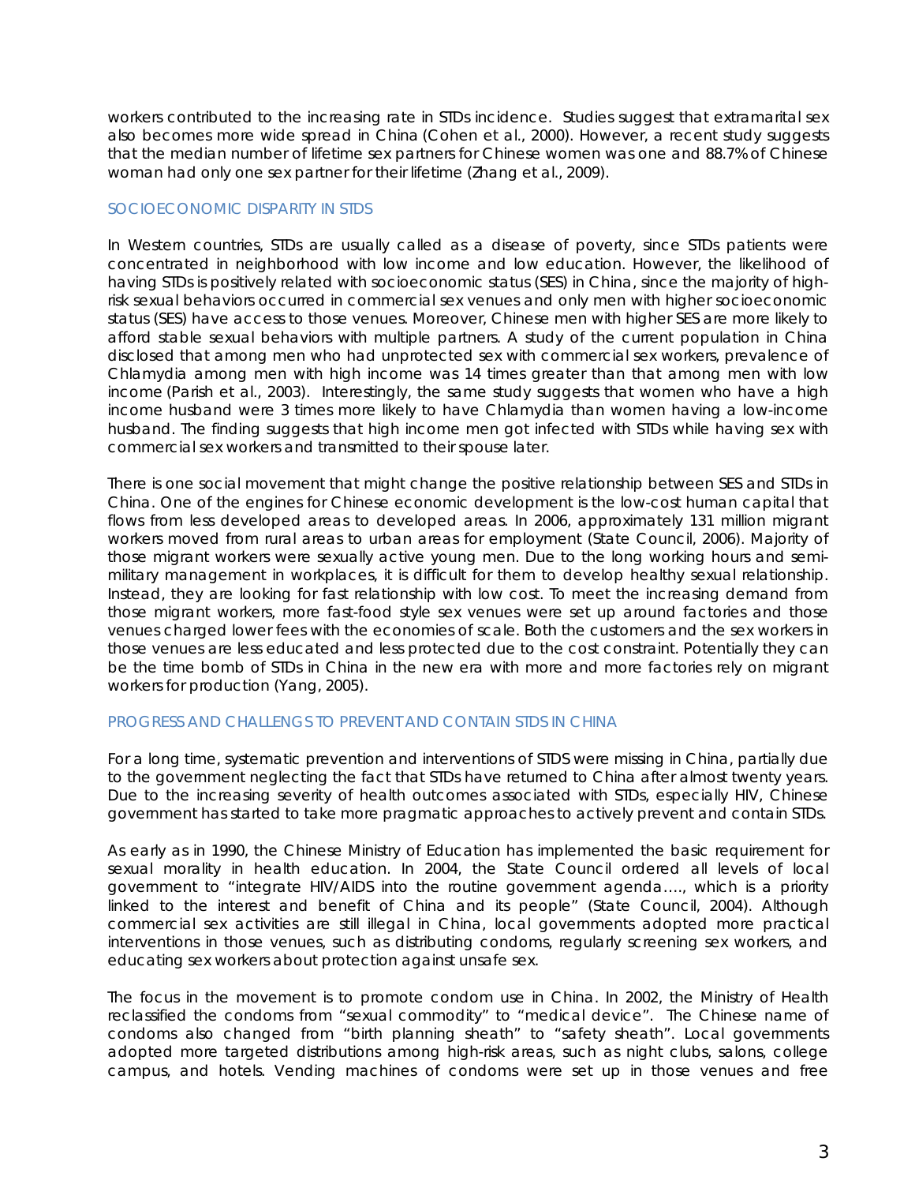workers contributed to the increasing rate in STDs incidence. Studies suggest that extramarital sex also becomes more wide spread in China (Cohen et al., 2000). However, a recent study suggests that the median number of lifetime sex partners for Chinese women was one and 88.7% of Chinese woman had only one sex partner for their lifetime (Zhang et al., 2009).

## SOCIOECONOMIC DISPARITY IN STDS

In Western countries, STDs are usually called as a disease of poverty, since STDs patients were concentrated in neighborhood with low income and low education. However, the likelihood of having STDs is positively related with socioeconomic status (SES) in China, since the majority of high-risk sexual behaviors occurred in commercial sex venues and only men with higher socioeconomic status (SES) have access to those venues. Moreover, Chinese men with higher SES are more likely to afford stable sexual behaviors with multiple partners. A study of the current population in China disclosed that among men who had unprotected sex with commercial sex workers, prevalence of Chlamydia among men with high income was 14 times greater than that among men with low income (Parish et al., 2003). Interestingly, the same study suggests that women who have a high income husband were 3 times more likely to have Chlamydia than women having a low-income husband. The finding suggests that high income men got infected with STDs while having sex with commercial sex workers and transmitted to their spouse later.

There is one social movement that might change the positive relationship between SES and STDs in China. One of the engines for Chinese economic development is the low-cost human capital that flows from less developed areas to developed areas. In 2006, approximately 131 million migrant workers moved from rural areas to urban areas for employment (State Council, 2006). Majority of those migrant workers were sexually active young men. Due to the long working hours and semi-military management in workplaces, it is difficult for them to develop healthy sexual relationship. Instead, they are looking for fast relationship with low cost. To meet the increasing demand from those migrant workers, more fast-food style sex venues were set up around factories and those venues charged lower fees with the economies of scale. Both the customers and the sex workers in those venues are less educated and less protected due to the cost constraint. Potentially they can be the time bomb of STDs in China in the new era with more and more factories rely on migrant workers for production (Yang, 2005).

## PROGRESS AND CHALLENGS TO PREVENT AND CONTAIN STDS IN CHINA

For a long time, systematic prevention and interventions of STDS were missing in China, partially due to the government neglecting the fact that STDs have returned to China after almost twenty years. Due to the increasing severity of health outcomes associated with STDs, especially HIV, Chinese government has started to take more pragmatic approaches to actively prevent and contain STDs.

As early as in 1990, the Chinese Ministry of Education has implemented the basic requirement for sexual morality in health education. In 2004, the State Council ordered all levels of local government to "integrate HIV/AIDS into the routine government agenda…., which is a priority linked to the interest and benefit of China and its people" (State Council, 2004). Although commercial sex activities are still illegal in China, local governments adopted more practical interventions in those venues, such as distributing condoms, regularly screening sex workers, and educating sex workers about protection against unsafe sex.

The focus in the movement is to promote condom use in China. In 2002, the Ministry of Health reclassified the condoms from "sexual commodity" to "medical device". The Chinese name of condoms also changed from "birth planning sheath" to "safety sheath". Local governments adopted more targeted distributions among high-risk areas, such as night clubs, salons, college campus, and hotels. Vending machines of condoms were set up in those venues and free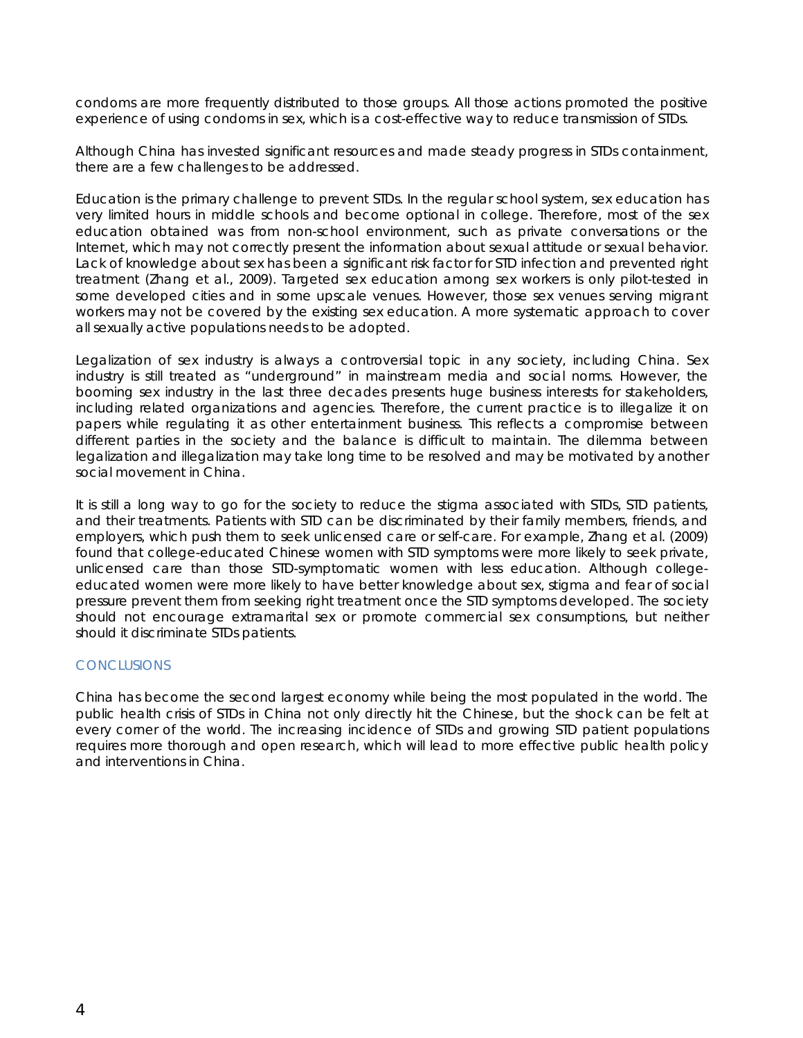condoms are more frequently distributed to those groups. All those actions promoted the positive experience of using condoms in sex, which is a cost-effective way to reduce transmission of STDs.

Although China has invested significant resources and made steady progress in STDs containment, there are a few challenges to be addressed.

Education is the primary challenge to prevent STDs. In the regular school system, sex education has very limited hours in middle schools and become optional in college. Therefore, most of the sex education obtained was from non-school environment, such as private conversations or the Internet, which may not correctly present the information about sexual attitude or sexual behavior. Lack of knowledge about sex has been a significant risk factor for STD infection and prevented right treatment (Zhang et al., 2009). Targeted sex education among sex workers is only pilot-tested in some developed cities and in some upscale venues. However, those sex venues serving migrant workers may not be covered by the existing sex education. A more systematic approach to cover all sexually active populations needs to be adopted.

Legalization of sex industry is always a controversial topic in any society, including China. Sex industry is still treated as "underground" in mainstream media and social norms. However, the booming sex industry in the last three decades presents huge business interests for stakeholders, including related organizations and agencies. Therefore, the current practice is to illegalize it on papers while regulating it as other entertainment business. This reflects a compromise between different parties in the society and the balance is difficult to maintain. The dilemma between legalization and illegalization may take long time to be resolved and may be motivated by another social movement in China.

It is still a long way to go for the society to reduce the stigma associated with STDs, STD patients, and their treatments. Patients with STD can be discriminated by their family members, friends, and employers, which push them to seek unlicensed care or self-care. For example, Zhang et al. (2009) found that college-educated Chinese women with STD symptoms were more likely to seek private, unlicensed care than those STD-symptomatic women with less education. Although college-educated women were more likely to have better knowledge about sex, stigma and fear of social pressure prevent them from seeking right treatment once the STD symptoms developed. The society should not encourage extramarital sex or promote commercial sex consumptions, but neither should it discriminate STDs patients.

## CONCLUSIONS

China has become the second largest economy while being the most populated in the world. The public health crisis of STDs in China not only directly hit the Chinese, but the shock can be felt at every corner of the world. The increasing incidence of STDs and growing STD patient populations requires more thorough and open research, which will lead to more effective public health policy and interventions in China.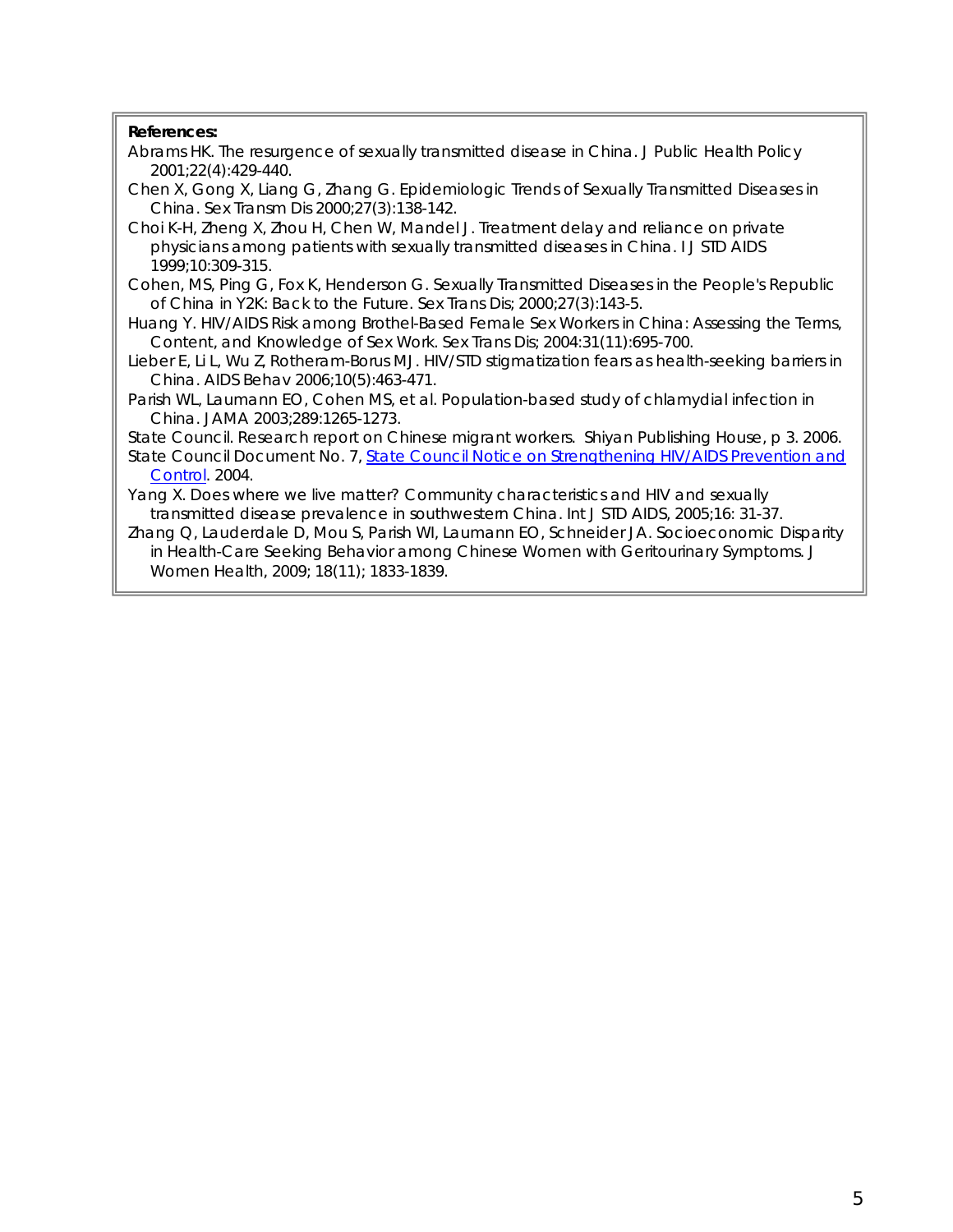**References:**

Abrams HK. The resurgence of sexually transmitted disease in China. J Public Health Policy 2001;22(4):429-440.

Chen X, Gong X, Liang G, Zhang G. Epidemiologic Trends of Sexually Transmitted Diseases in China. Sex Transm Dis 2000;27(3):138-142.

Choi K-H, Zheng X, Zhou H, Chen W, Mandel J. Treatment delay and reliance on private physicians among patients with sexually transmitted diseases in China. I J STD AIDS 1999;10:309-315.

Cohen, MS, Ping G, Fox K, Henderson G. Sexually Transmitted Diseases in the People's Republic of China in Y2K: Back to the Future. Sex Trans Dis; 2000;27(3):143-5.

Huang Y. HIV/AIDS Risk among Brothel-Based Female Sex Workers in China: Assessing the Terms, Content, and Knowledge of Sex Work. Sex Trans Dis; 2004:31(11):695-700.

Lieber E, Li L, Wu Z, Rotheram-Borus MJ. HIV/STD stigmatization fears as health-seeking barriers in China. AIDS Behav 2006;10(5):463-471.

Parish WL, Laumann EO, Cohen MS, et al. Population-based study of chlamydial infection in China. JAMA 2003;289:1265-1273.

State Council. Research report on Chinese migrant workers. Shiyan Publishing House, p 3. 2006.

State Council Document No. 7, State Council Notice on Strengthening HIV/AIDS Prevention and Control. 2004.

Yang X. Does where we live matter? Community characteristics and HIV and sexually transmitted disease prevalence in southwestern China. Int J STD AIDS, 2005;16: 31-37.

Zhang Q, Lauderdale D, Mou S, Parish WI, Laumann EO, Schneider JA. Socioeconomic Disparity in Health-Care Seeking Behavior among Chinese Women with Geritourinary Symptoms. J Women Health, 2009; 18(11); 1833-1839.